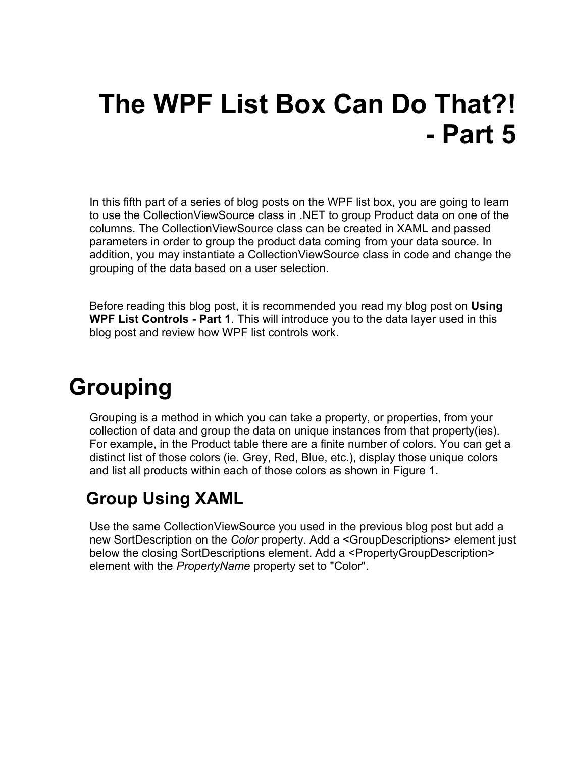# The WPF List Box Can Do That?! - Part 5

In this fifth part of a series of blog posts on the WPF list box, you are going to learn to use the CollectionViewSource class in .NET to group Product data on one of the columns. The CollectionViewSource class can be created in XAML and passed parameters in order to group the product data coming from your data source. In addition, you may instantiate a CollectionViewSource class in code and change the grouping of the data based on a user selection.

Before reading this blog post, it is recommended you read my blog post on **Using WPF List Controls - Part 1**. This will introduce you to the data layer used in this blog post and review how WPF list controls work.

## Grouping

Grouping is a method in which you can take a property, or properties, from your collection of data and group the data on unique instances from that property(ies). For example, in the Product table there are a finite number of colors. You can get a distinct list of those colors (ie. Grey, Red, Blue, etc.), display those unique colors and list all products within each of those colors as shown in Figure 1.

### Group Using XAML

Use the same CollectionViewSource you used in the previous blog post but add a new SortDescription on the *Color* property. Add a <GroupDescriptions> element just below the closing SortDescriptions element. Add a <PropertyGroupDescription> element with the *PropertyName* property set to "Color".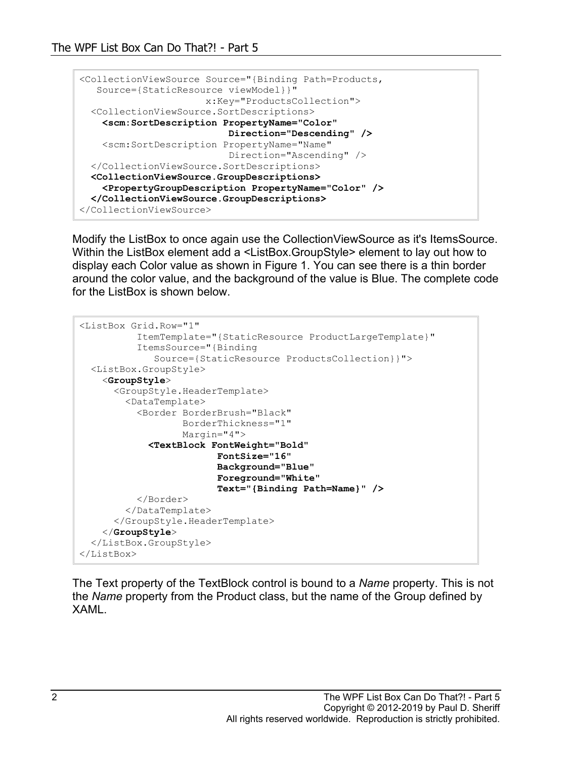```
<CollectionViewSource Source="{Binding Path=Products,
   Source={StaticResource viewModel}}"
                    x:Key="ProductsCollection">
  <CollectionViewSource.SortDescriptions>
    <scm:SortDescription PropertyName="Color"
                         Direction="Descending" />
    <scm:SortDescription PropertyName="Name"
                         Direction="Ascending" />
  </CollectionViewSource.SortDescriptions>
  <CollectionViewSource.GroupDescriptions>
    <PropertyGroupDescription PropertyName="Color" />
  </CollectionViewSource.GroupDescriptions>
</CollectionViewSource>
```

Modify the ListBox to once again use the CollectionViewSource as it's ItemsSource. Within the ListBox element add a <ListBox.GroupStyle> element to lay out how to display each Color value as shown in Figure 1. You can see there is a thin border around the color value, and the background of the value is Blue. The complete code for the ListBox is shown below.

```
<ListBox Grid.Row="1"
         ItemTemplate="{StaticResource ProductLargeTemplate}"
         ItemsSource="{Binding
            Source={StaticResource ProductsCollection}}">
  <ListBox.GroupStyle>
    <GroupStyle>
      <GroupStyle.HeaderTemplate>
        <DataTemplate>
          <Border BorderBrush="Black"
                  BorderThickness="1"
                  Margin="4">
            <TextBlock FontWeight="Bold"
                       FontSize="16"
                       Background="Blue"
                       Foreground="White"
                       Text="{Binding Path=Name}" />
          </Border>
        </DataTemplate>
      </GroupStyle.HeaderTemplate>
    </GroupStyle>
  </ListBox.GroupStyle>
</ListBox>
```

The Text property of the TextBlock control is bound to a *Name* property. This is not the *Name* property from the Product class, but the name of the Group defined by XAML.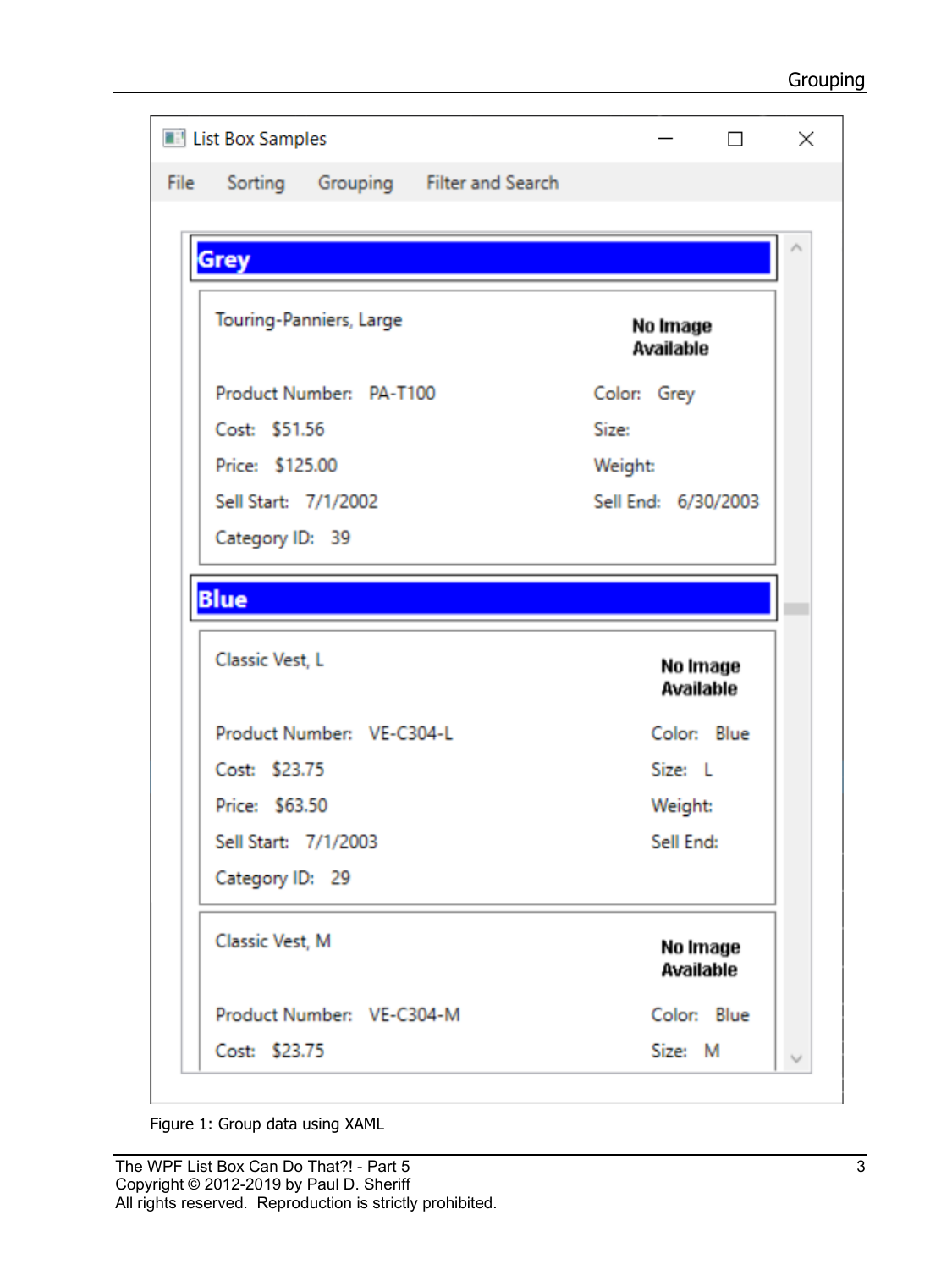Figure 1: Group data using XAML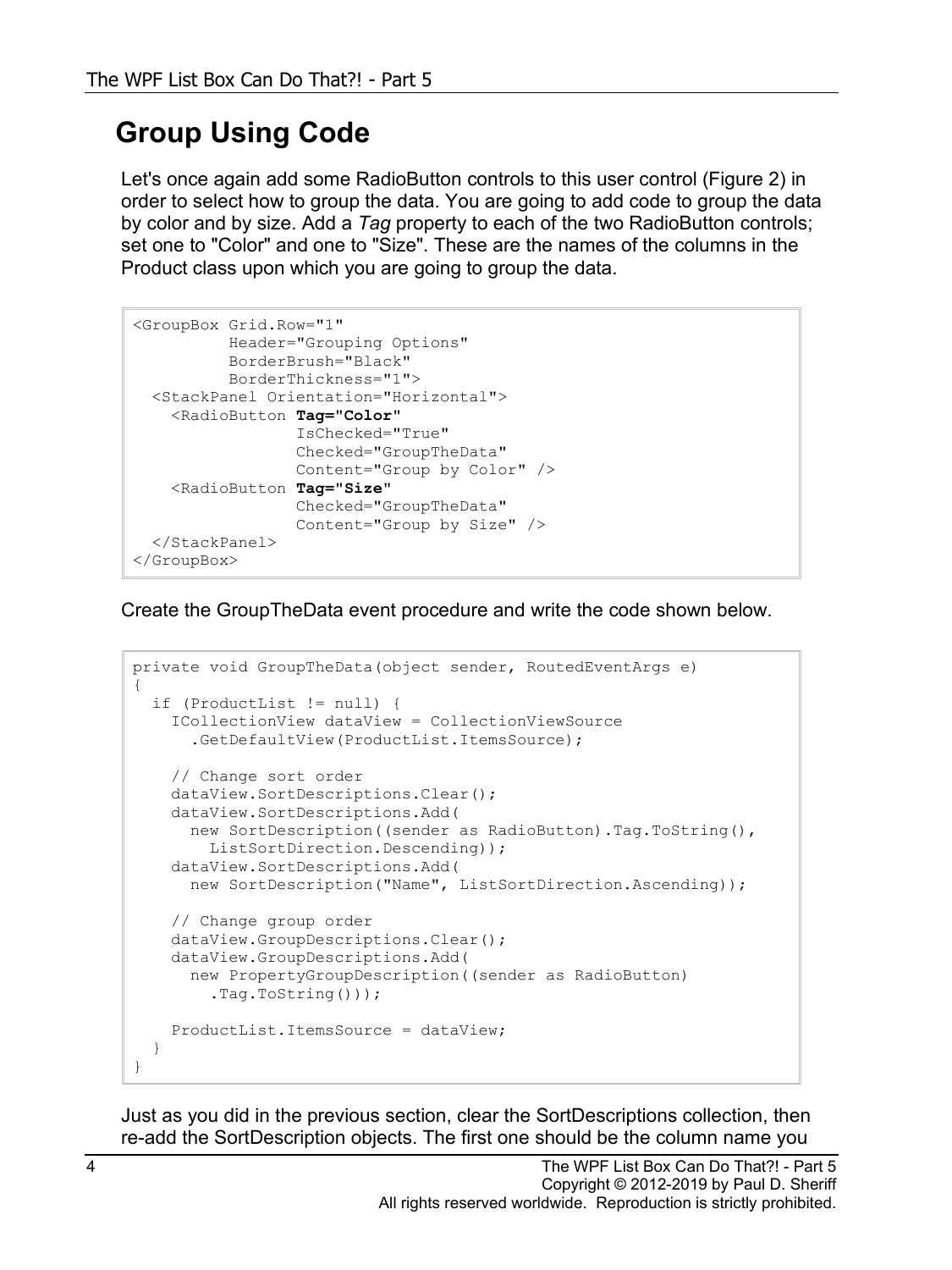## Group Using Code

Let's once again add some RadioButton controls to this user control (Figure 2) in order to select how to group the data. You are going to add code to group the data by color and by size. Add a *Tag* property to each of the two RadioButton controls; set one to "Color" and one to "Size". These are the names of the columns in the Product class upon which you are going to group the data.

```
<GroupBox Grid.Row="1"
          Header="Grouping Options"
          BorderBrush="Black"
          BorderThickness="1">
  <StackPanel Orientation="Horizontal">
    <RadioButton Tag="Color"
                 IsChecked="True"
                 Checked="GroupTheData"
                 Content="Group by Color" />
    <RadioButton Tag="Size"
                 Checked="GroupTheData"
                 Content="Group by Size" />
  </StackPanel>
</GroupBox>
```

Create the GroupTheData event procedure and write the code shown below.

```
private void GroupTheData(object sender, RoutedEventArgs e)
{
  if (ProductList != null) {
    ICollectionView dataView = CollectionViewSource
      .GetDefaultView(ProductList.ItemsSource);

    // Change sort order
    dataView.SortDescriptions.Clear();
    dataView.SortDescriptions.Add(
      new SortDescription((sender as RadioButton).Tag.ToString(),
        ListSortDirection.Descending));
    dataView.SortDescriptions.Add(
      new SortDescription("Name", ListSortDirection.Ascending));

    // Change group order
    dataView.GroupDescriptions.Clear();
    dataView.GroupDescriptions.Add(
      new PropertyGroupDescription((sender as RadioButton)
        .Tag.ToString()));

    ProductList.ItemsSource = dataView;
  }
}
```

Just as you did in the previous section, clear the SortDescriptions collection, then re-add the SortDescription objects. The first one should be the column name you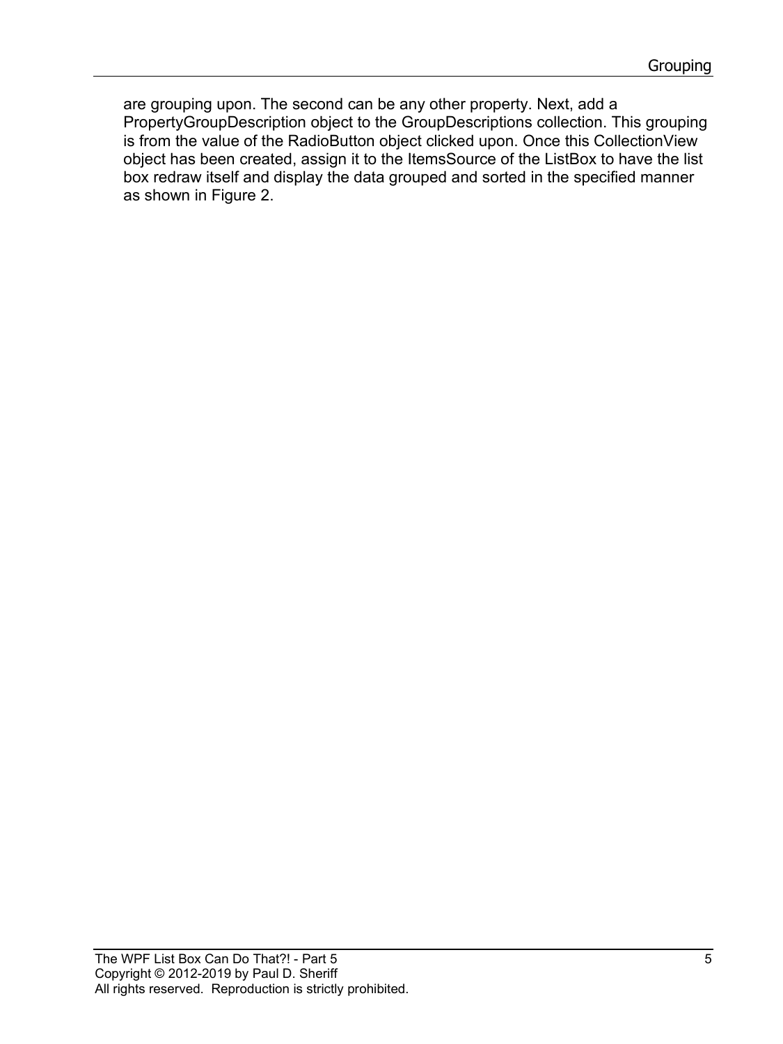are grouping upon. The second can be any other property. Next, add a PropertyGroupDescription object to the GroupDescriptions collection. This grouping is from the value of the RadioButton object clicked upon. Once this CollectionView object has been created, assign it to the ItemsSource of the ListBox to have the list box redraw itself and display the data grouped and sorted in the specified manner as shown in Figure 2.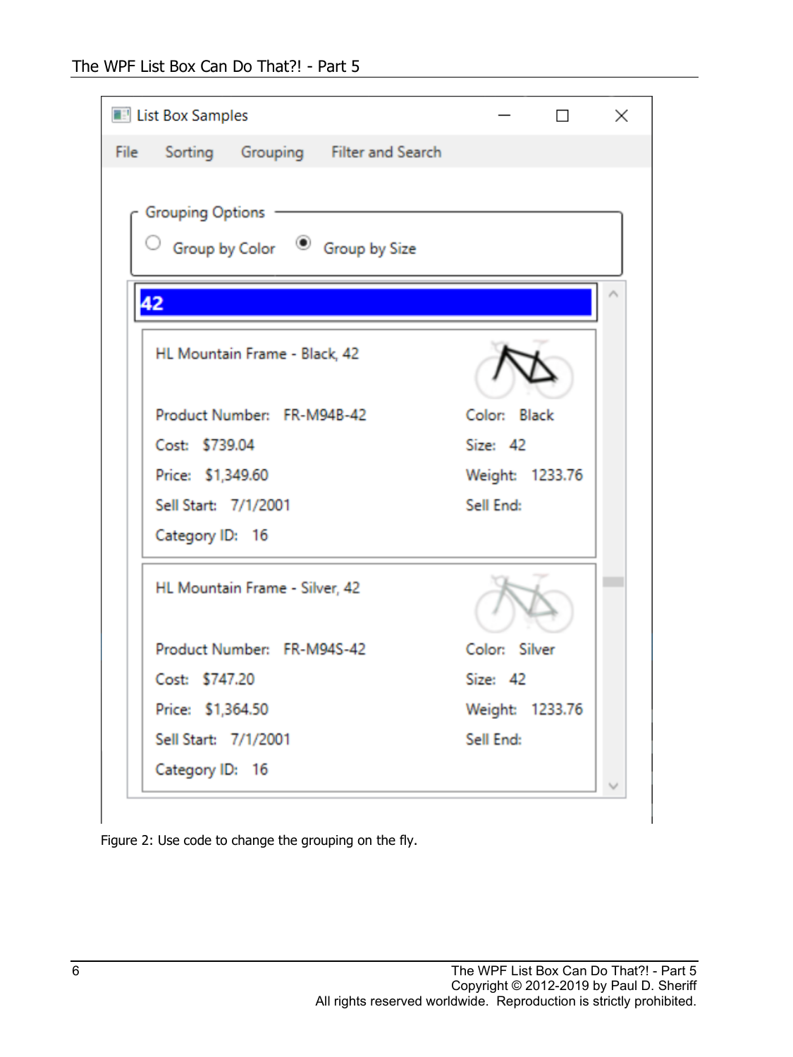Figure 2: Use code to change the grouping on the fly.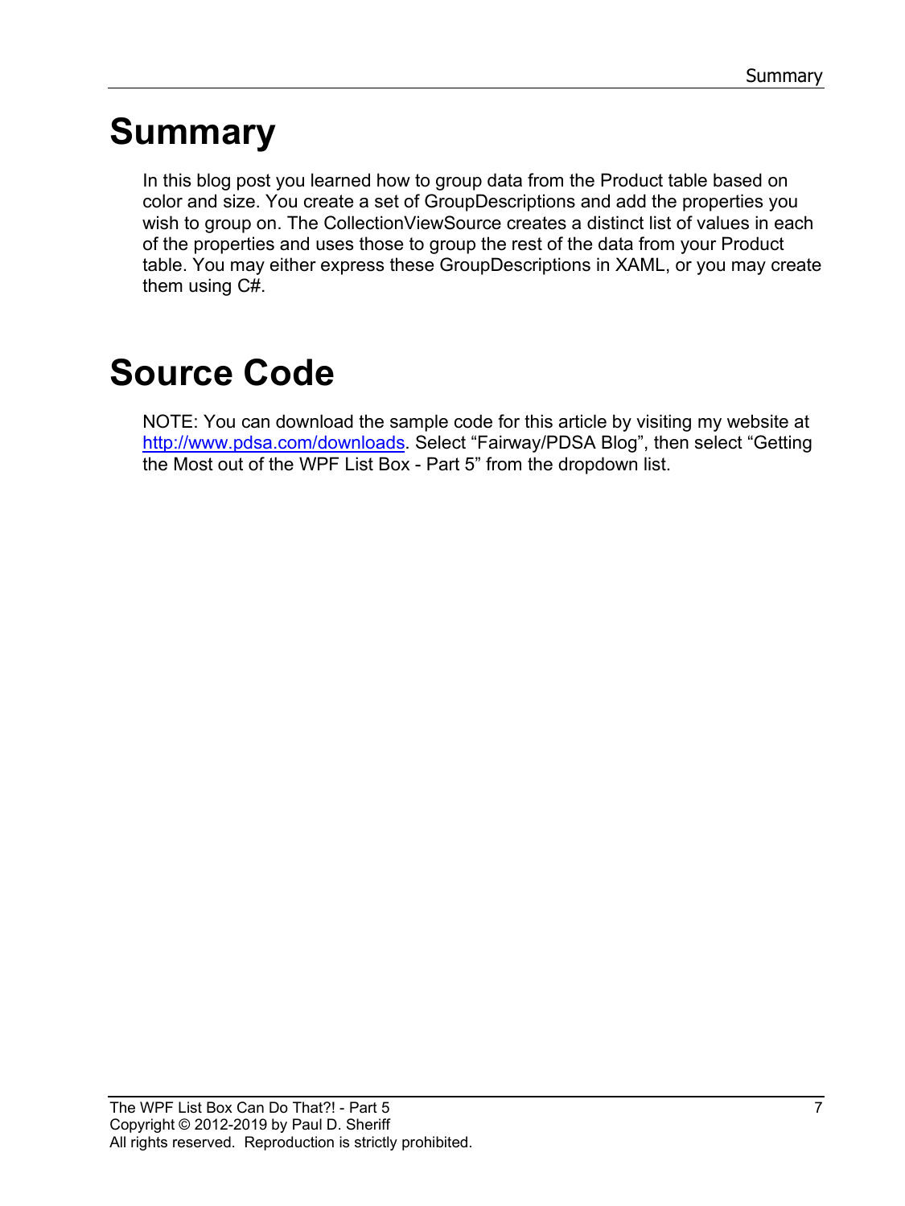# Summary

In this blog post you learned how to group data from the Product table based on color and size. You create a set of GroupDescriptions and add the properties you wish to group on. The CollectionViewSource creates a distinct list of values in each of the properties and uses those to group the rest of the data from your Product table. You may either express these GroupDescriptions in XAML, or you may create them using C#.

# Source Code

NOTE: You can download the sample code for this article by visiting my website at http://www.pdsa.com/downloads. Select "Fairway/PDSA Blog", then select "Getting the Most out of the WPF List Box - Part 5" from the dropdown list.